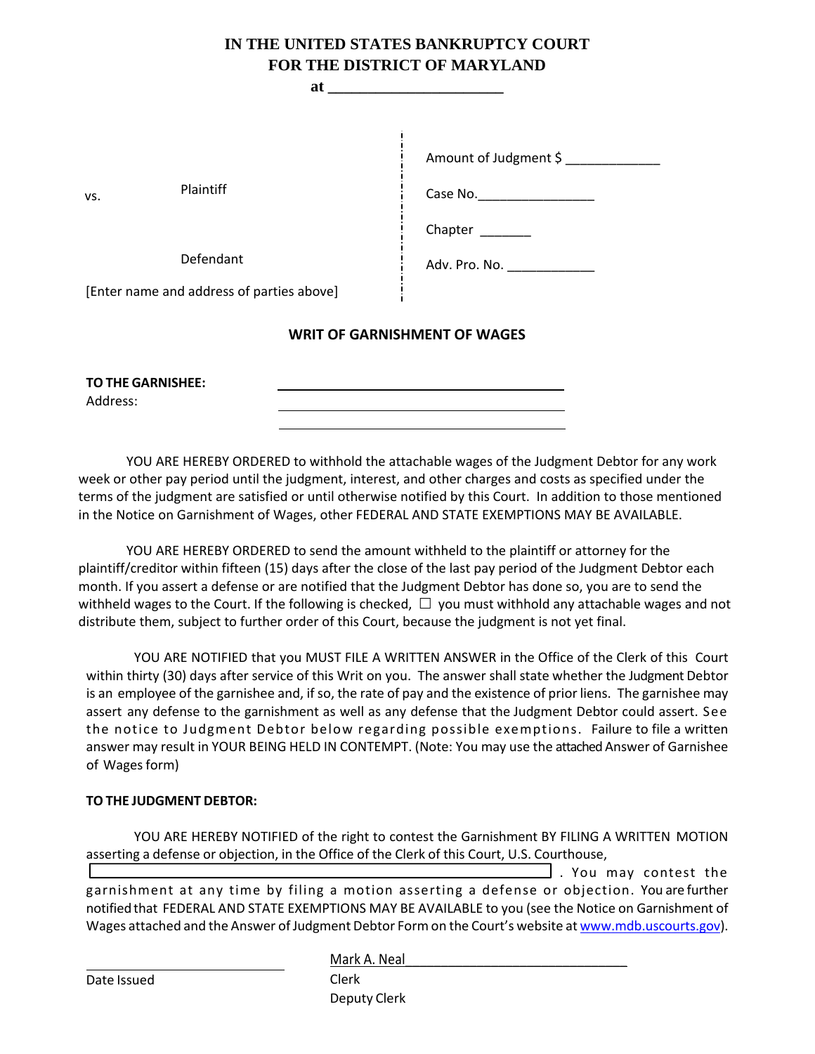# IN THE UNITED STATES BANKRUPTCY COURT
# FOR THE DISTRICT OF MARYLAND

**at \_\_\_\_\_\_\_\_\_\_\_\_\_\_\_\_\_\_\_\_\_\_**

| | |
|---|---|
| | Amount of Judgment $ \_\_\_\_\_\_\_\_\_\_\_\_\_ |
| Plaintiff<br>vs. | Case No.\_\_\_\_\_\_\_\_\_\_\_\_\_\_\_\_ |
| | Chapter \_\_\_\_\_\_\_ |
| Defendant | Adv. Pro. No. \_\_\_\_\_\_\_\_\_\_\_\_ |
| [Enter name and address of parties above] | |

## WRIT OF GARNISHMENT OF WAGES

**TO THE GARNISHEE:** \_\_\_\_\_\_\_\_\_\_\_\_\_\_\_\_\_\_\_\_\_\_\_\_\_\_\_\_\_\_\_\_\_\_\_\_\_\_\_\_

Address: \_\_\_\_\_\_\_\_\_\_\_\_\_\_\_\_\_\_\_\_\_\_\_\_\_\_\_\_\_\_\_\_\_\_\_\_\_\_\_\_

\_\_\_\_\_\_\_\_\_\_\_\_\_\_\_\_\_\_\_\_\_\_\_\_\_\_\_\_\_\_\_\_\_\_\_\_\_\_\_\_

YOU ARE HEREBY ORDERED to withhold the attachable wages of the Judgment Debtor for any work week or other pay period until the judgment, interest, and other charges and costs as specified under the terms of the judgment are satisfied or until otherwise notified by this Court. In addition to those mentioned in the Notice on Garnishment of Wages, other FEDERAL AND STATE EXEMPTIONS MAY BE AVAILABLE.

YOU ARE HEREBY ORDERED to send the amount withheld to the plaintiff or attorney for the plaintiff/creditor within fifteen (15) days after the close of the last pay period of the Judgment Debtor each month. If you assert a defense or are notified that the Judgment Debtor has done so, you are to send the withheld wages to the Court. If the following is checked, ☐ you must withhold any attachable wages and not distribute them, subject to further order of this Court, because the judgment is not yet final.

YOU ARE NOTIFIED that you MUST FILE A WRITTEN ANSWER in the Office of the Clerk of this Court within thirty (30) days after service of this Writ on you. The answer shall state whether the Judgment Debtor is an employee of the garnishee and, if so, the rate of pay and the existence of prior liens. The garnishee may assert any defense to the garnishment as well as any defense that the Judgment Debtor could assert. See the notice to Judgment Debtor below regarding possible exemptions. Failure to file a written answer may result in YOUR BEING HELD IN CONTEMPT. (Note: You may use the attached Answer of Garnishee of Wages form)

**TO THE JUDGMENT DEBTOR:**

YOU ARE HEREBY NOTIFIED of the right to contest the Garnishment BY FILING A WRITTEN MOTION asserting a defense or objection, in the Office of the Clerk of this Court, U.S. Courthouse, \_\_\_\_\_\_\_\_\_\_\_\_\_\_\_\_\_\_\_\_\_\_\_\_\_\_\_\_\_\_\_\_\_\_\_\_\_\_\_\_. You may contest the garnishment at any time by filing a motion asserting a defense or objection. You are further notified that FEDERAL AND STATE EXEMPTIONS MAY BE AVAILABLE to you (see the Notice on Garnishment of Wages attached and the Answer of Judgment Debtor Form on the Court's website at www.mdb.uscourts.gov).

\_\_\_\_\_\_\_\_\_\_\_\_\_\_\_\_\_\_\_\_\_\_\_\_\_\_\_\_ Mark A. Neal\_\_\_\_\_\_\_\_\_\_\_\_\_\_\_\_\_\_\_\_\_\_\_\_\_\_\_\_\_\_

Date Issued Clerk

Deputy Clerk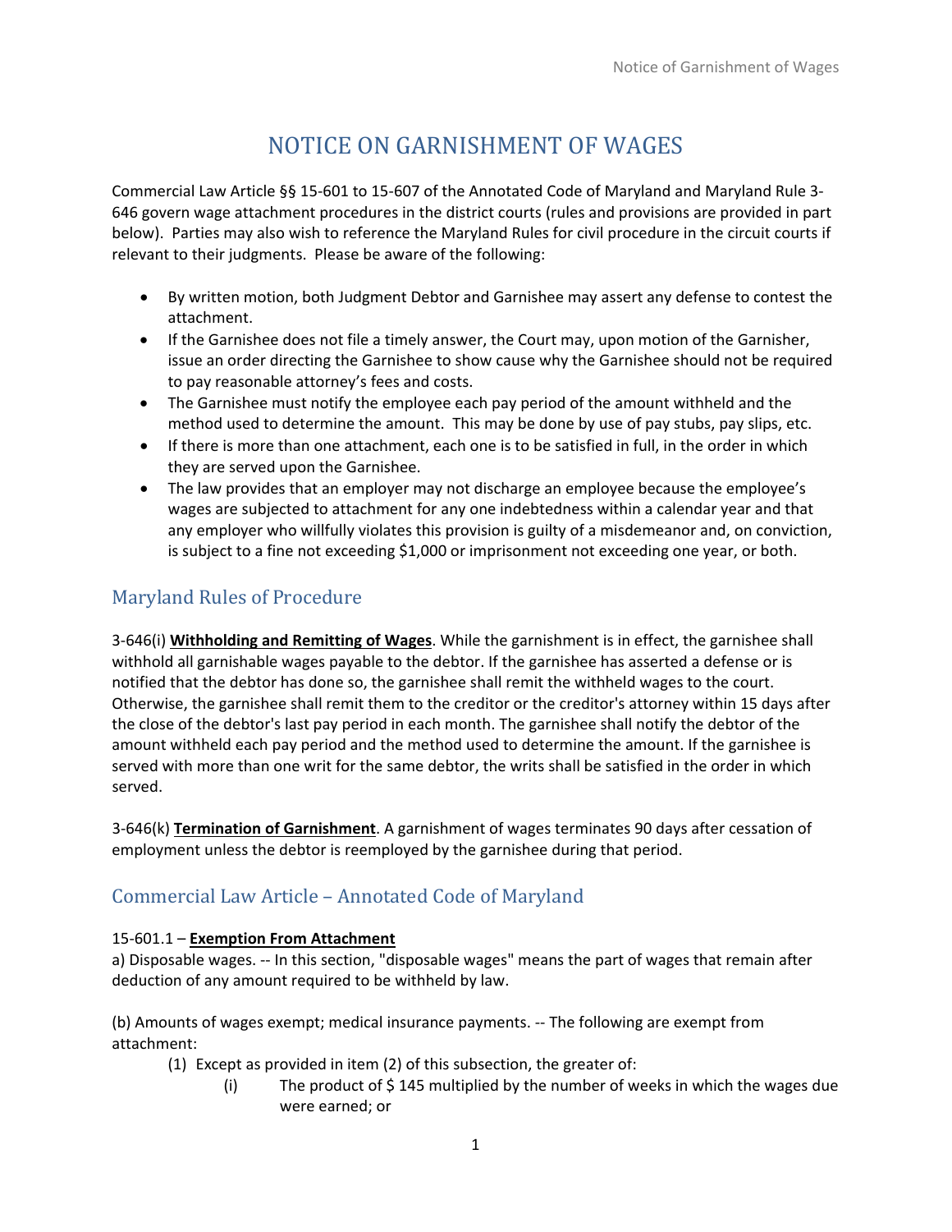# NOTICE ON GARNISHMENT OF WAGES

Commercial Law Article §§ 15-601 to 15-607 of the Annotated Code of Maryland and Maryland Rule 3-646 govern wage attachment procedures in the district courts (rules and provisions are provided in part below). Parties may also wish to reference the Maryland Rules for civil procedure in the circuit courts if relevant to their judgments. Please be aware of the following:

- By written motion, both Judgment Debtor and Garnishee may assert any defense to contest the attachment.
- If the Garnishee does not file a timely answer, the Court may, upon motion of the Garnisher, issue an order directing the Garnishee to show cause why the Garnishee should not be required to pay reasonable attorney's fees and costs.
- The Garnishee must notify the employee each pay period of the amount withheld and the method used to determine the amount. This may be done by use of pay stubs, pay slips, etc.
- If there is more than one attachment, each one is to be satisfied in full, in the order in which they are served upon the Garnishee.
- The law provides that an employer may not discharge an employee because the employee's wages are subjected to attachment for any one indebtedness within a calendar year and that any employer who willfully violates this provision is guilty of a misdemeanor and, on conviction, is subject to a fine not exceeding $1,000 or imprisonment not exceeding one year, or both.

## Maryland Rules of Procedure

3-646(i) **Withholding and Remitting of Wages**. While the garnishment is in effect, the garnishee shall withhold all garnishable wages payable to the debtor. If the garnishee has asserted a defense or is notified that the debtor has done so, the garnishee shall remit the withheld wages to the court. Otherwise, the garnishee shall remit them to the creditor or the creditor's attorney within 15 days after the close of the debtor's last pay period in each month. The garnishee shall notify the debtor of the amount withheld each pay period and the method used to determine the amount. If the garnishee is served with more than one writ for the same debtor, the writs shall be satisfied in the order in which served.

3-646(k) **Termination of Garnishment**. A garnishment of wages terminates 90 days after cessation of employment unless the debtor is reemployed by the garnishee during that period.

## Commercial Law Article – Annotated Code of Maryland

15-601.1 – **Exemption From Attachment**

a) Disposable wages. -- In this section, "disposable wages" means the part of wages that remain after deduction of any amount required to be withheld by law.

(b) Amounts of wages exempt; medical insurance payments. -- The following are exempt from attachment:

(1) Except as provided in item (2) of this subsection, the greater of:

(i) The product of $ 145 multiplied by the number of weeks in which the wages due were earned; or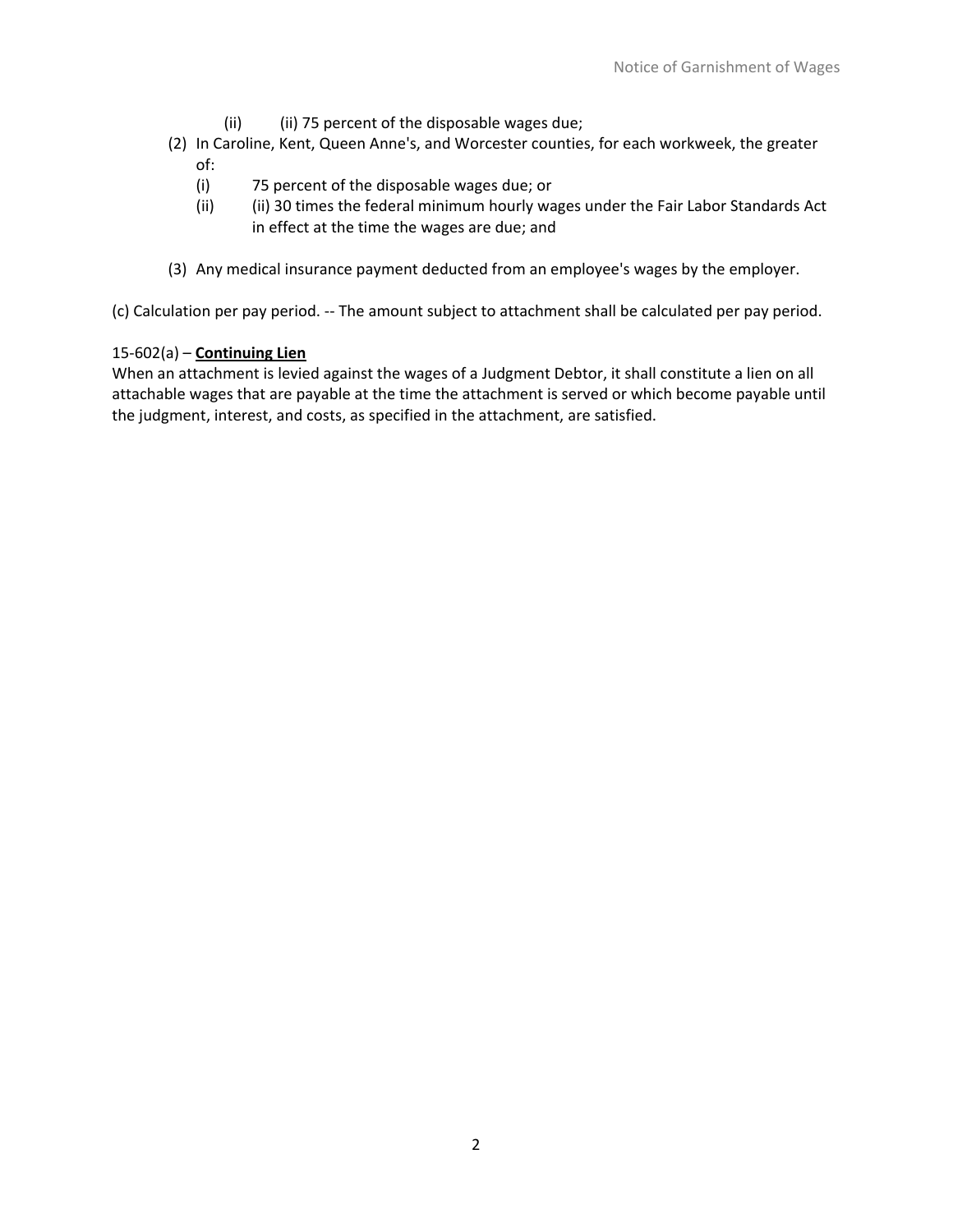(ii) (ii) 75 percent of the disposable wages due;

(2) In Caroline, Kent, Queen Anne's, and Worcester counties, for each workweek, the greater of:
  (i) 75 percent of the disposable wages due; or
  (ii) (ii) 30 times the federal minimum hourly wages under the Fair Labor Standards Act in effect at the time the wages are due; and

(3) Any medical insurance payment deducted from an employee's wages by the employer.

(c) Calculation per pay period. -- The amount subject to attachment shall be calculated per pay period.

15-602(a) – **Continuing Lien**

When an attachment is levied against the wages of a Judgment Debtor, it shall constitute a lien on all attachable wages that are payable at the time the attachment is served or which become payable until the judgment, interest, and costs, as specified in the attachment, are satisfied.